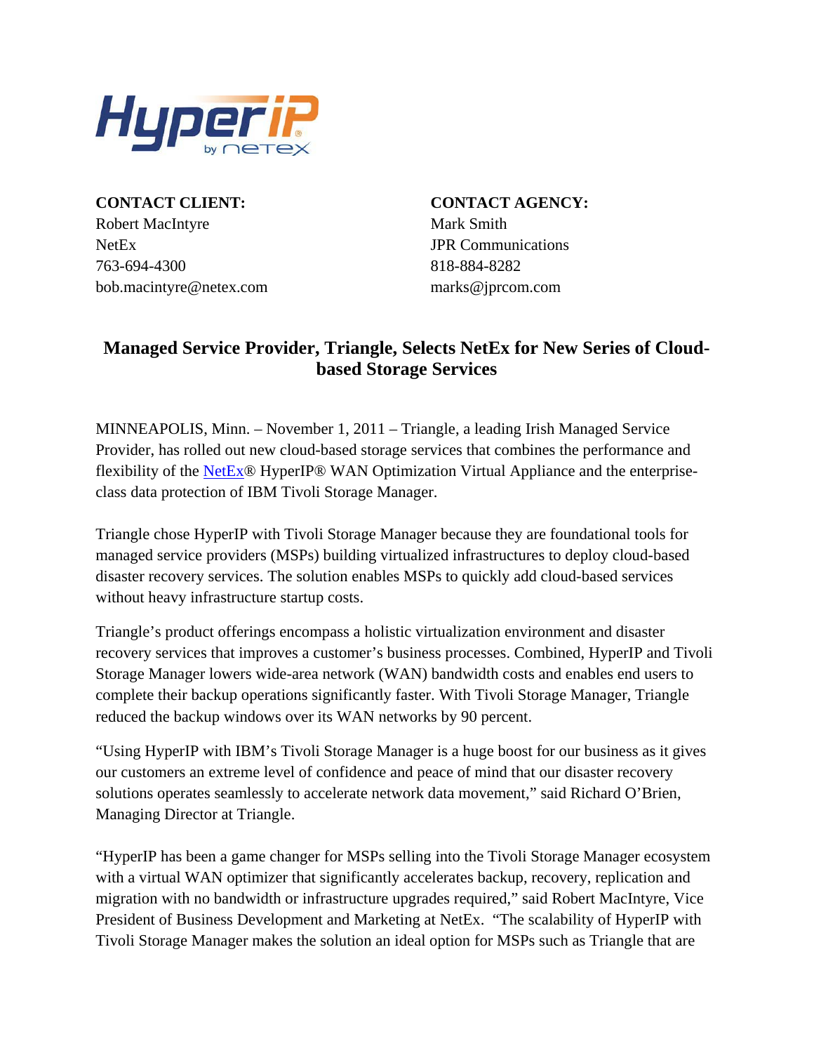**CONTACT CLIENT:**
Robert MacIntyre
NetEx
763-694-4300
bob.macintyre@netex.com

**CONTACT AGENCY:**
Mark Smith
JPR Communications
818-884-8282
marks@jprcom.com

## Managed Service Provider, Triangle, Selects NetEx for New Series of Cloud-based Storage Services

MINNEAPOLIS, Minn. – November 1, 2011 – Triangle, a leading Irish Managed Service Provider, has rolled out new cloud-based storage services that combines the performance and flexibility of the NetEx® HyperIP® WAN Optimization Virtual Appliance and the enterprise-class data protection of IBM Tivoli Storage Manager.

Triangle chose HyperIP with Tivoli Storage Manager because they are foundational tools for managed service providers (MSPs) building virtualized infrastructures to deploy cloud-based disaster recovery services. The solution enables MSPs to quickly add cloud-based services without heavy infrastructure startup costs.

Triangle's product offerings encompass a holistic virtualization environment and disaster recovery services that improves a customer's business processes. Combined, HyperIP and Tivoli Storage Manager lowers wide-area network (WAN) bandwidth costs and enables end users to complete their backup operations significantly faster. With Tivoli Storage Manager, Triangle reduced the backup windows over its WAN networks by 90 percent.

"Using HyperIP with IBM's Tivoli Storage Manager is a huge boost for our business as it gives our customers an extreme level of confidence and peace of mind that our disaster recovery solutions operates seamlessly to accelerate network data movement," said Richard O'Brien, Managing Director at Triangle.

"HyperIP has been a game changer for MSPs selling into the Tivoli Storage Manager ecosystem with a virtual WAN optimizer that significantly accelerates backup, recovery, replication and migration with no bandwidth or infrastructure upgrades required," said Robert MacIntyre, Vice President of Business Development and Marketing at NetEx. "The scalability of HyperIP with Tivoli Storage Manager makes the solution an ideal option for MSPs such as Triangle that are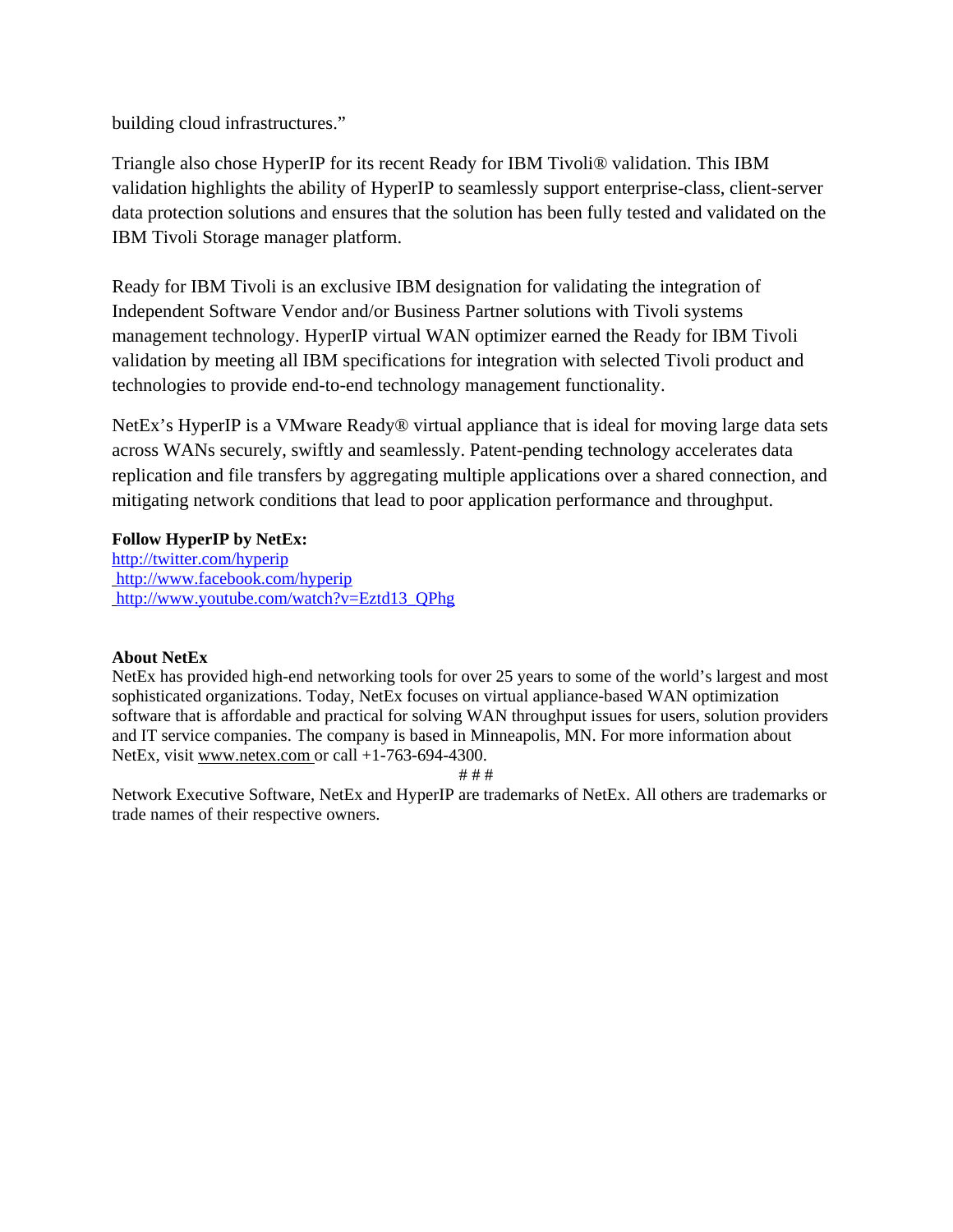building cloud infrastructures."

Triangle also chose HyperIP for its recent Ready for IBM Tivoli® validation. This IBM validation highlights the ability of HyperIP to seamlessly support enterprise-class, client-server data protection solutions and ensures that the solution has been fully tested and validated on the IBM Tivoli Storage manager platform.

Ready for IBM Tivoli is an exclusive IBM designation for validating the integration of Independent Software Vendor and/or Business Partner solutions with Tivoli systems management technology. HyperIP virtual WAN optimizer earned the Ready for IBM Tivoli validation by meeting all IBM specifications for integration with selected Tivoli product and technologies to provide end-to-end technology management functionality.

NetEx's HyperIP is a VMware Ready® virtual appliance that is ideal for moving large data sets across WANs securely, swiftly and seamlessly. Patent-pending technology accelerates data replication and file transfers by aggregating multiple applications over a shared connection, and mitigating network conditions that lead to poor application performance and throughput.

**Follow HyperIP by NetEx:**
http://twitter.com/hyperip
http://www.facebook.com/hyperip
http://www.youtube.com/watch?v=Eztd13_QPhg

**About NetEx**
NetEx has provided high-end networking tools for over 25 years to some of the world's largest and most sophisticated organizations. Today, NetEx focuses on virtual appliance-based WAN optimization software that is affordable and practical for solving WAN throughput issues for users, solution providers and IT service companies. The company is based in Minneapolis, MN. For more information about NetEx, visit www.netex.com or call +1-763-694-4300.

# # #

Network Executive Software, NetEx and HyperIP are trademarks of NetEx. All others are trademarks or trade names of their respective owners.